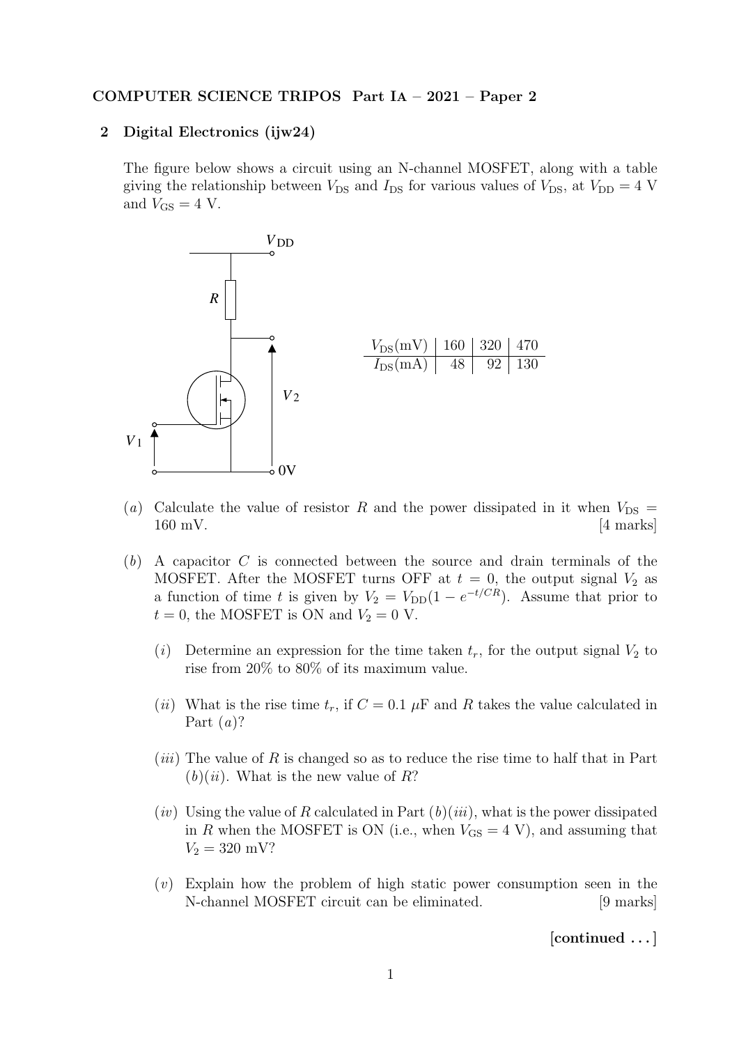**COMPUTER SCIENCE TRIPOS Part IA – 2021 – Paper 2**

## 2 Digital Electronics (ijw24)

The figure below shows a circuit using an N-channel MOSFET, along with a table giving the relationship between $V_{DS}$ and $I_{DS}$ for various values of $V_{DS}$, at $V_{DD} = 4$ V and $V_{GS} = 4$ V.

| $V_{DS}$(mV) | 160 | 320 | 470 |
|---|---|---|---|
| $I_{DS}$(mA) | 48 | 92 | 130 |

(*a*) Calculate the value of resistor $R$ and the power dissipated in it when $V_{DS} =$ 160 mV. [4 marks]

(*b*) A capacitor $C$ is connected between the source and drain terminals of the MOSFET. After the MOSFET turns OFF at $t = 0$, the output signal $V_2$ as a function of time $t$ is given by $V_2 = V_{DD}(1 - e^{-t/CR})$. Assume that prior to $t = 0$, the MOSFET is ON and $V_2 = 0$ V.

(*i*) Determine an expression for the time taken $t_r$, for the output signal $V_2$ to rise from 20% to 80% of its maximum value.

(*ii*) What is the rise time $t_r$, if $C = 0.1\ \mu$F and $R$ takes the value calculated in Part (*a*)?

(*iii*) The value of $R$ is changed so as to reduce the rise time to half that in Part (*b*)(*ii*). What is the new value of $R$?

(*iv*) Using the value of $R$ calculated in Part (*b*)(*iii*), what is the power dissipated in $R$ when the MOSFET is ON (i.e., when $V_{GS} = 4$ V), and assuming that $V_2 = 320$ mV?

(*v*) Explain how the problem of high static power consumption seen in the N-channel MOSFET circuit can be eliminated. [9 marks]

**[continued . . . ]**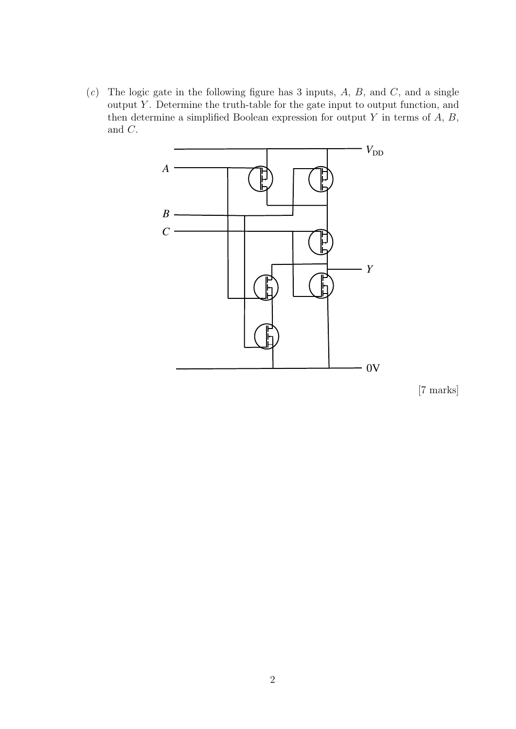(*c*) The logic gate in the following figure has 3 inputs, $A$, $B$, and $C$, and a single output $Y$. Determine the truth-table for the gate input to output function, and then determine a simplified Boolean expression for output $Y$ in terms of $A$, $B$, and $C$.

$A$

$B$

$C$

$V_{\text{DD}}$

$Y$

0V

[7 marks]